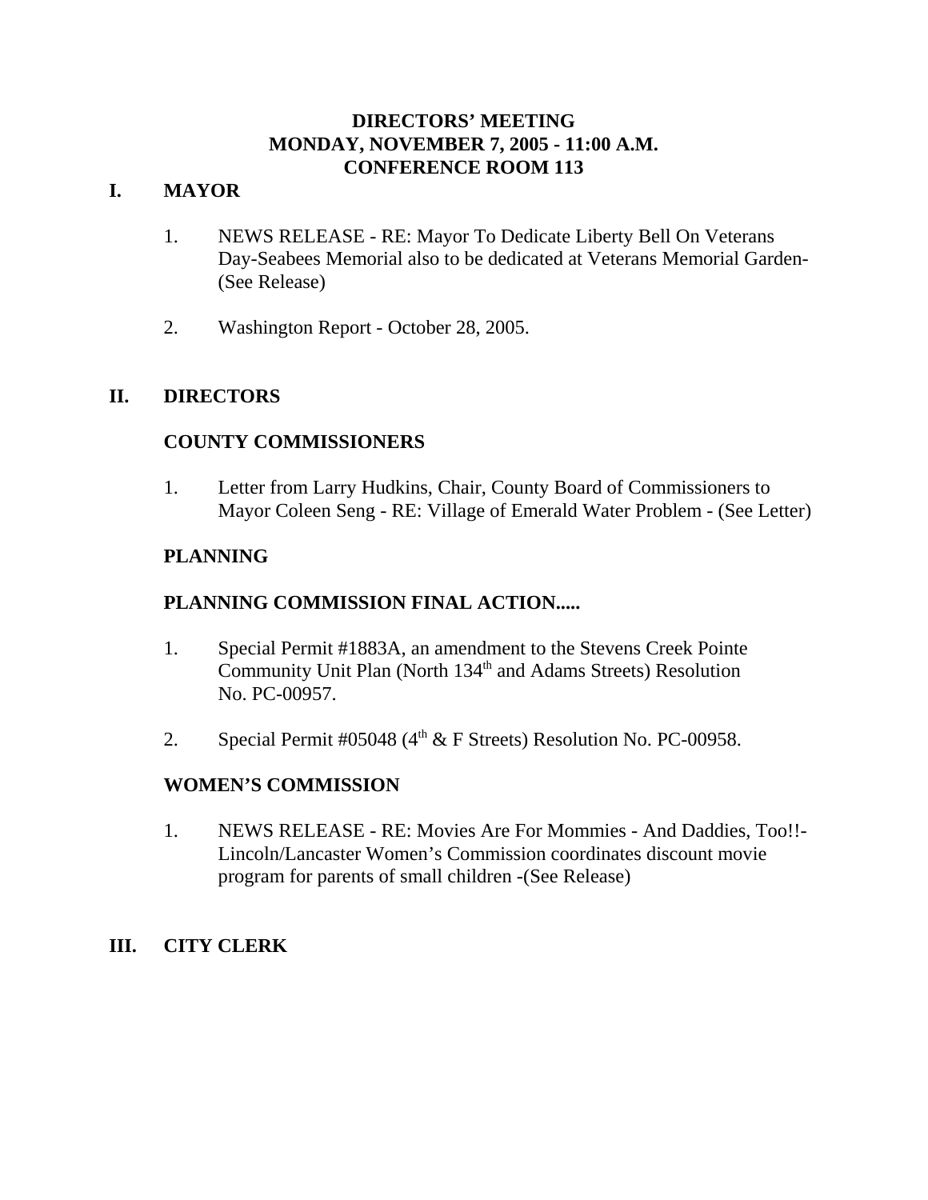# DIRECTORS' MEETING
# MONDAY, NOVEMBER 7, 2005 - 11:00 A.M.
# CONFERENCE ROOM 113

## I. MAYOR

1. NEWS RELEASE - RE: Mayor To Dedicate Liberty Bell On Veterans Day-Seabees Memorial also to be dedicated at Veterans Memorial Garden- (See Release)

2. Washington Report - October 28, 2005.

## II. DIRECTORS

### COUNTY COMMISSIONERS

1. Letter from Larry Hudkins, Chair, County Board of Commissioners to Mayor Coleen Seng - RE: Village of Emerald Water Problem - (See Letter)

### PLANNING

### PLANNING COMMISSION FINAL ACTION.....

1. Special Permit #1883A, an amendment to the Stevens Creek Pointe Community Unit Plan (North 134th and Adams Streets) Resolution No. PC-00957.

2. Special Permit #05048 (4th & F Streets) Resolution No. PC-00958.

### WOMEN'S COMMISSION

1. NEWS RELEASE - RE: Movies Are For Mommies - And Daddies, Too!!- Lincoln/Lancaster Women's Commission coordinates discount movie program for parents of small children -(See Release)

## III. CITY CLERK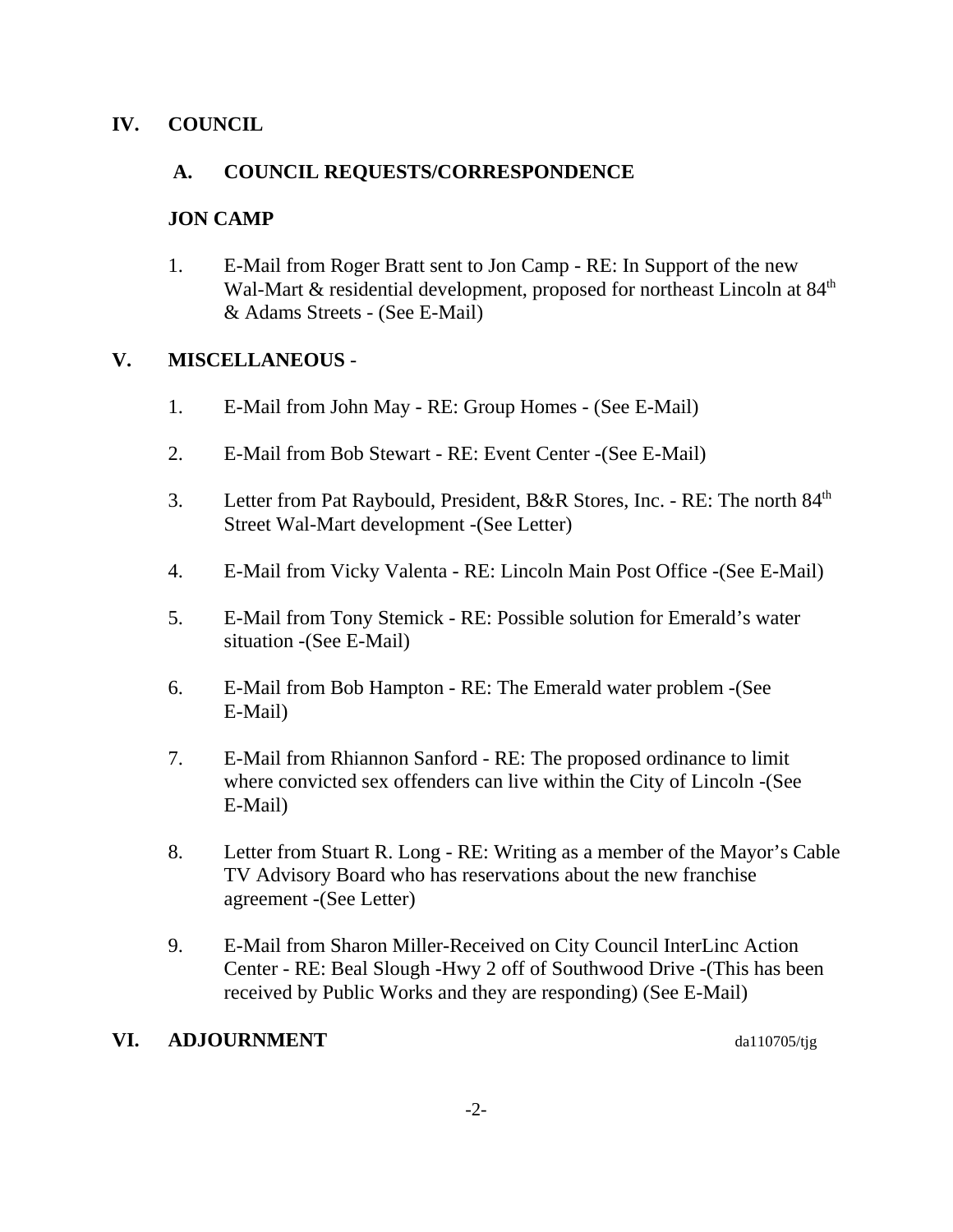## IV. COUNCIL

### A. COUNCIL REQUESTS/CORRESPONDENCE

**JON CAMP**

1. E-Mail from Roger Bratt sent to Jon Camp - RE: In Support of the new Wal-Mart & residential development, proposed for northeast Lincoln at 84th & Adams Streets - (See E-Mail)

## V. MISCELLANEOUS -

1. E-Mail from John May - RE: Group Homes - (See E-Mail)

2. E-Mail from Bob Stewart - RE: Event Center -(See E-Mail)

3. Letter from Pat Raybould, President, B&R Stores, Inc. - RE: The north 84th Street Wal-Mart development -(See Letter)

4. E-Mail from Vicky Valenta - RE: Lincoln Main Post Office -(See E-Mail)

5. E-Mail from Tony Stemick - RE: Possible solution for Emerald's water situation -(See E-Mail)

6. E-Mail from Bob Hampton - RE: The Emerald water problem -(See E-Mail)

7. E-Mail from Rhiannon Sanford - RE: The proposed ordinance to limit where convicted sex offenders can live within the City of Lincoln -(See E-Mail)

8. Letter from Stuart R. Long - RE: Writing as a member of the Mayor's Cable TV Advisory Board who has reservations about the new franchise agreement -(See Letter)

9. E-Mail from Sharon Miller-Received on City Council InterLinc Action Center - RE: Beal Slough -Hwy 2 off of Southwood Drive -(This has been received by Public Works and they are responding) (See E-Mail)

## VI. ADJOURNMENT

da110705/tjg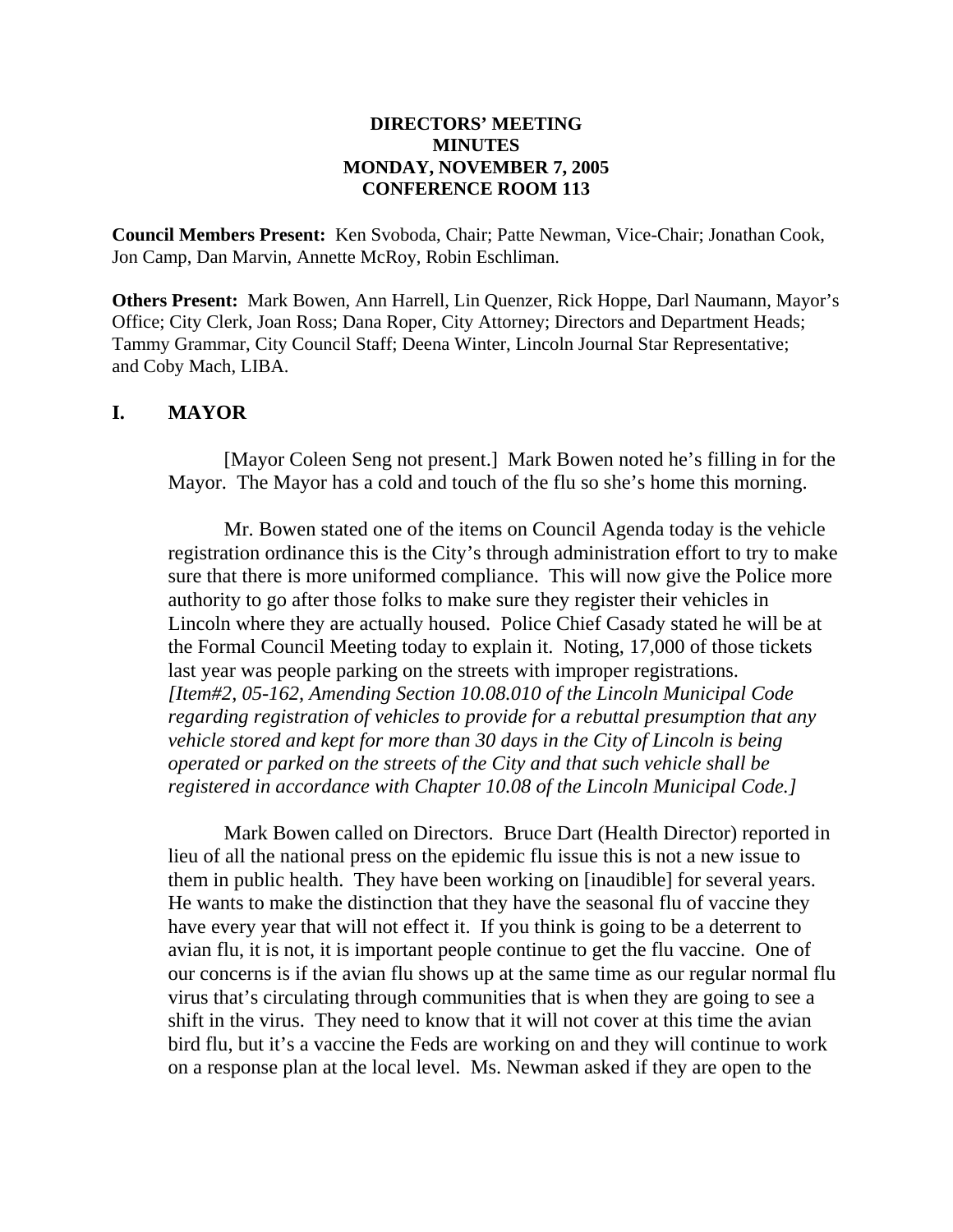**DIRECTORS' MEETING**
**MINUTES**
**MONDAY, NOVEMBER 7, 2005**
**CONFERENCE ROOM 113**

**Council Members Present:** Ken Svoboda, Chair; Patte Newman, Vice-Chair; Jonathan Cook, Jon Camp, Dan Marvin, Annette McRoy, Robin Eschliman.

**Others Present:** Mark Bowen, Ann Harrell, Lin Quenzer, Rick Hoppe, Darl Naumann, Mayor's Office; City Clerk, Joan Ross; Dana Roper, City Attorney; Directors and Department Heads; Tammy Grammar, City Council Staff; Deena Winter, Lincoln Journal Star Representative; and Coby Mach, LIBA.

## I. MAYOR

[Mayor Coleen Seng not present.] Mark Bowen noted he's filling in for the Mayor. The Mayor has a cold and touch of the flu so she's home this morning.

Mr. Bowen stated one of the items on Council Agenda today is the vehicle registration ordinance this is the City's through administration effort to try to make sure that there is more uniformed compliance. This will now give the Police more authority to go after those folks to make sure they register their vehicles in Lincoln where they are actually housed. Police Chief Casady stated he will be at the Formal Council Meeting today to explain it. Noting, 17,000 of those tickets last year was people parking on the streets with improper registrations. *[Item#2, 05-162, Amending Section 10.08.010 of the Lincoln Municipal Code regarding registration of vehicles to provide for a rebuttal presumption that any vehicle stored and kept for more than 30 days in the City of Lincoln is being operated or parked on the streets of the City and that such vehicle shall be registered in accordance with Chapter 10.08 of the Lincoln Municipal Code.]*

Mark Bowen called on Directors. Bruce Dart (Health Director) reported in lieu of all the national press on the epidemic flu issue this is not a new issue to them in public health. They have been working on [inaudible] for several years. He wants to make the distinction that they have the seasonal flu of vaccine they have every year that will not effect it. If you think is going to be a deterrent to avian flu, it is not, it is important people continue to get the flu vaccine. One of our concerns is if the avian flu shows up at the same time as our regular normal flu virus that's circulating through communities that is when they are going to see a shift in the virus. They need to know that it will not cover at this time the avian bird flu, but it's a vaccine the Feds are working on and they will continue to work on a response plan at the local level. Ms. Newman asked if they are open to the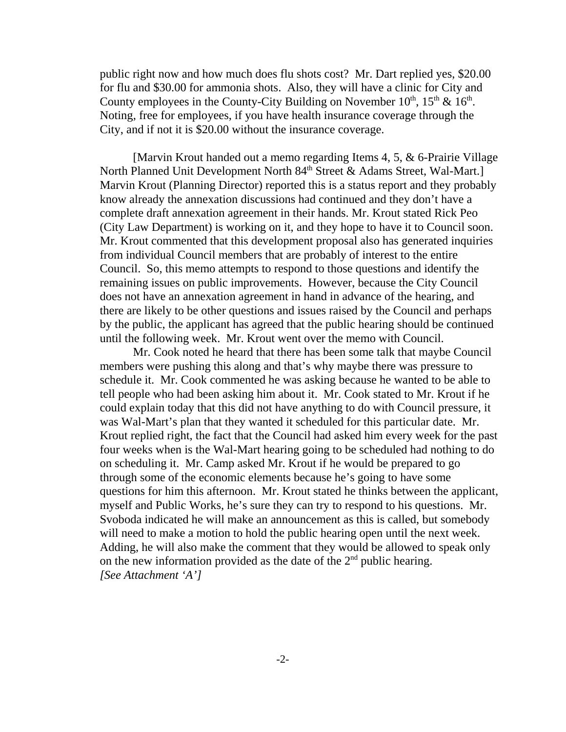public right now and how much does flu shots cost? Mr. Dart replied yes, $20.00 for flu and $30.00 for ammonia shots. Also, they will have a clinic for City and County employees in the County-City Building on November 10th, 15th & 16th. Noting, free for employees, if you have health insurance coverage through the City, and if not it is $20.00 without the insurance coverage.

[Marvin Krout handed out a memo regarding Items 4, 5, & 6-Prairie Village North Planned Unit Development North 84th Street & Adams Street, Wal-Mart.] Marvin Krout (Planning Director) reported this is a status report and they probably know already the annexation discussions had continued and they don't have a complete draft annexation agreement in their hands. Mr. Krout stated Rick Peo (City Law Department) is working on it, and they hope to have it to Council soon. Mr. Krout commented that this development proposal also has generated inquiries from individual Council members that are probably of interest to the entire Council. So, this memo attempts to respond to those questions and identify the remaining issues on public improvements. However, because the City Council does not have an annexation agreement in hand in advance of the hearing, and there are likely to be other questions and issues raised by the Council and perhaps by the public, the applicant has agreed that the public hearing should be continued until the following week. Mr. Krout went over the memo with Council.

Mr. Cook noted he heard that there has been some talk that maybe Council members were pushing this along and that's why maybe there was pressure to schedule it. Mr. Cook commented he was asking because he wanted to be able to tell people who had been asking him about it. Mr. Cook stated to Mr. Krout if he could explain today that this did not have anything to do with Council pressure, it was Wal-Mart's plan that they wanted it scheduled for this particular date. Mr. Krout replied right, the fact that the Council had asked him every week for the past four weeks when is the Wal-Mart hearing going to be scheduled had nothing to do on scheduling it. Mr. Camp asked Mr. Krout if he would be prepared to go through some of the economic elements because he's going to have some questions for him this afternoon. Mr. Krout stated he thinks between the applicant, myself and Public Works, he's sure they can try to respond to his questions. Mr. Svoboda indicated he will make an announcement as this is called, but somebody will need to make a motion to hold the public hearing open until the next week. Adding, he will also make the comment that they would be allowed to speak only on the new information provided as the date of the 2nd public hearing.
*[See Attachment 'A']*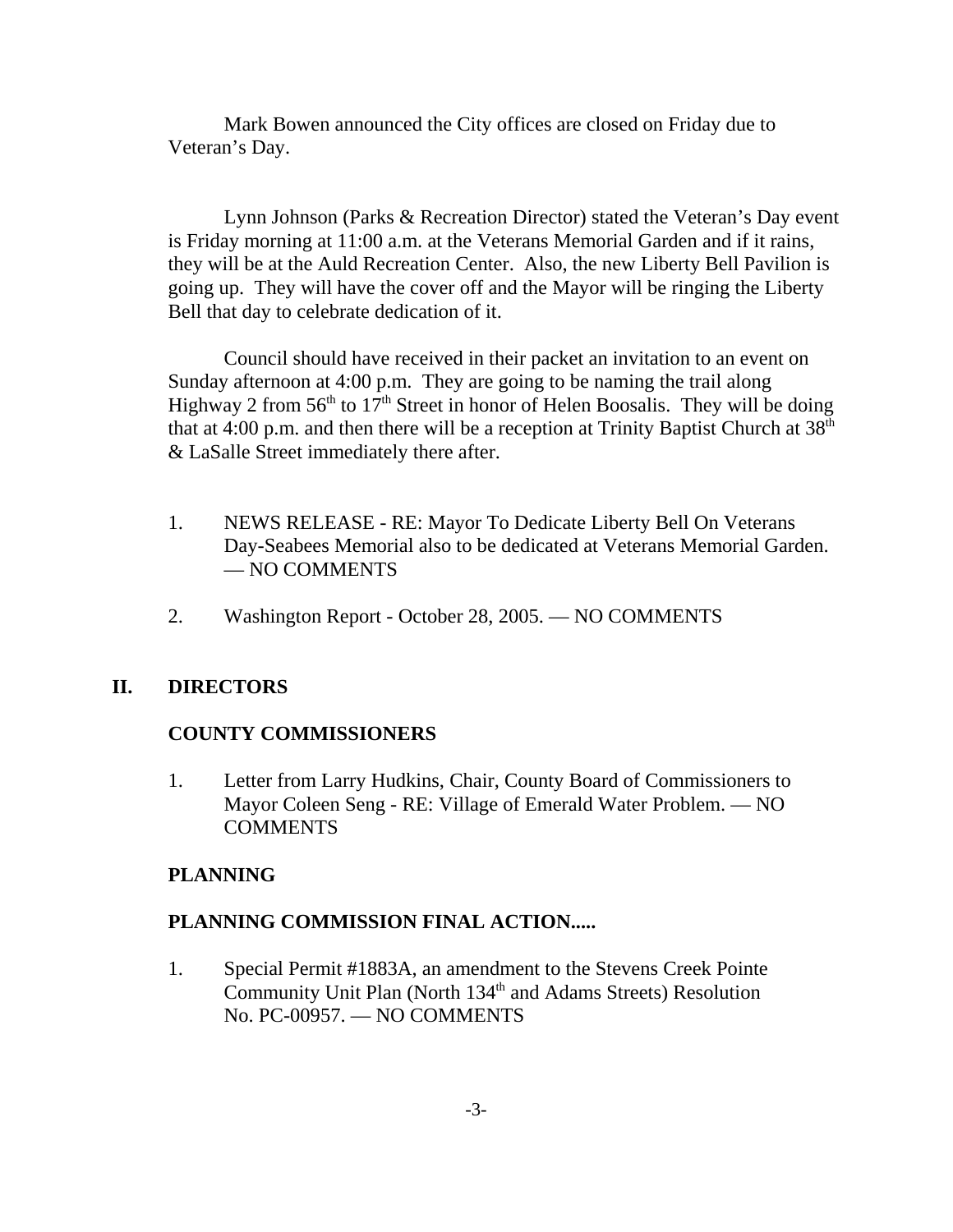Mark Bowen announced the City offices are closed on Friday due to Veteran's Day.

Lynn Johnson (Parks & Recreation Director) stated the Veteran's Day event is Friday morning at 11:00 a.m. at the Veterans Memorial Garden and if it rains, they will be at the Auld Recreation Center. Also, the new Liberty Bell Pavilion is going up. They will have the cover off and the Mayor will be ringing the Liberty Bell that day to celebrate dedication of it.

Council should have received in their packet an invitation to an event on Sunday afternoon at 4:00 p.m. They are going to be naming the trail along Highway 2 from 56th to 17th Street in honor of Helen Boosalis. They will be doing that at 4:00 p.m. and then there will be a reception at Trinity Baptist Church at 38th & LaSalle Street immediately there after.

1. NEWS RELEASE - RE: Mayor To Dedicate Liberty Bell On Veterans Day-Seabees Memorial also to be dedicated at Veterans Memorial Garden. — NO COMMENTS

2. Washington Report - October 28, 2005. — NO COMMENTS

## II. DIRECTORS

### COUNTY COMMISSIONERS

1. Letter from Larry Hudkins, Chair, County Board of Commissioners to Mayor Coleen Seng - RE: Village of Emerald Water Problem. — NO COMMENTS

### PLANNING

### PLANNING COMMISSION FINAL ACTION.....

1. Special Permit #1883A, an amendment to the Stevens Creek Pointe Community Unit Plan (North 134th and Adams Streets) Resolution No. PC-00957. — NO COMMENTS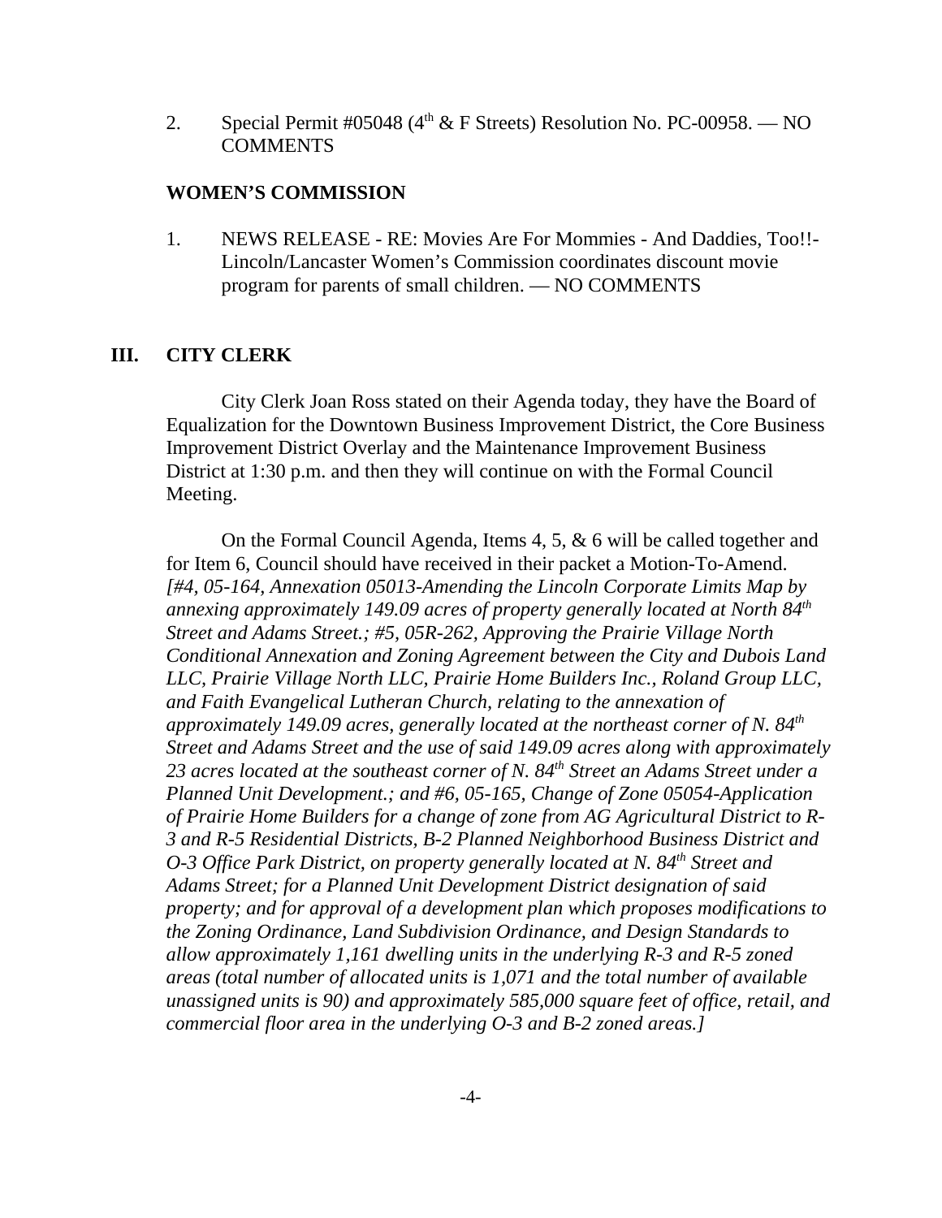2. Special Permit #05048 (4th & F Streets) Resolution No. PC-00958. — NO COMMENTS

**WOMEN'S COMMISSION**

1. NEWS RELEASE - RE: Movies Are For Mommies - And Daddies, Too!!- Lincoln/Lancaster Women's Commission coordinates discount movie program for parents of small children. — NO COMMENTS

## III. CITY CLERK

City Clerk Joan Ross stated on their Agenda today, they have the Board of Equalization for the Downtown Business Improvement District, the Core Business Improvement District Overlay and the Maintenance Improvement Business District at 1:30 p.m. and then they will continue on with the Formal Council Meeting.

On the Formal Council Agenda, Items 4, 5, & 6 will be called together and for Item 6, Council should have received in their packet a Motion-To-Amend. *[#4, 05-164, Annexation 05013-Amending the Lincoln Corporate Limits Map by annexing approximately 149.09 acres of property generally located at North 84th Street and Adams Street.; #5, 05R-262, Approving the Prairie Village North Conditional Annexation and Zoning Agreement between the City and Dubois Land LLC, Prairie Village North LLC, Prairie Home Builders Inc., Roland Group LLC, and Faith Evangelical Lutheran Church, relating to the annexation of approximately 149.09 acres, generally located at the northeast corner of N. 84th Street and Adams Street and the use of said 149.09 acres along with approximately 23 acres located at the southeast corner of N. 84th Street an Adams Street under a Planned Unit Development.; and #6, 05-165, Change of Zone 05054-Application of Prairie Home Builders for a change of zone from AG Agricultural District to R-3 and R-5 Residential Districts, B-2 Planned Neighborhood Business District and O-3 Office Park District, on property generally located at N. 84th Street and Adams Street; for a Planned Unit Development District designation of said property; and for approval of a development plan which proposes modifications to the Zoning Ordinance, Land Subdivision Ordinance, and Design Standards to allow approximately 1,161 dwelling units in the underlying R-3 and R-5 zoned areas (total number of allocated units is 1,071 and the total number of available unassigned units is 90) and approximately 585,000 square feet of office, retail, and commercial floor area in the underlying O-3 and B-2 zoned areas.]*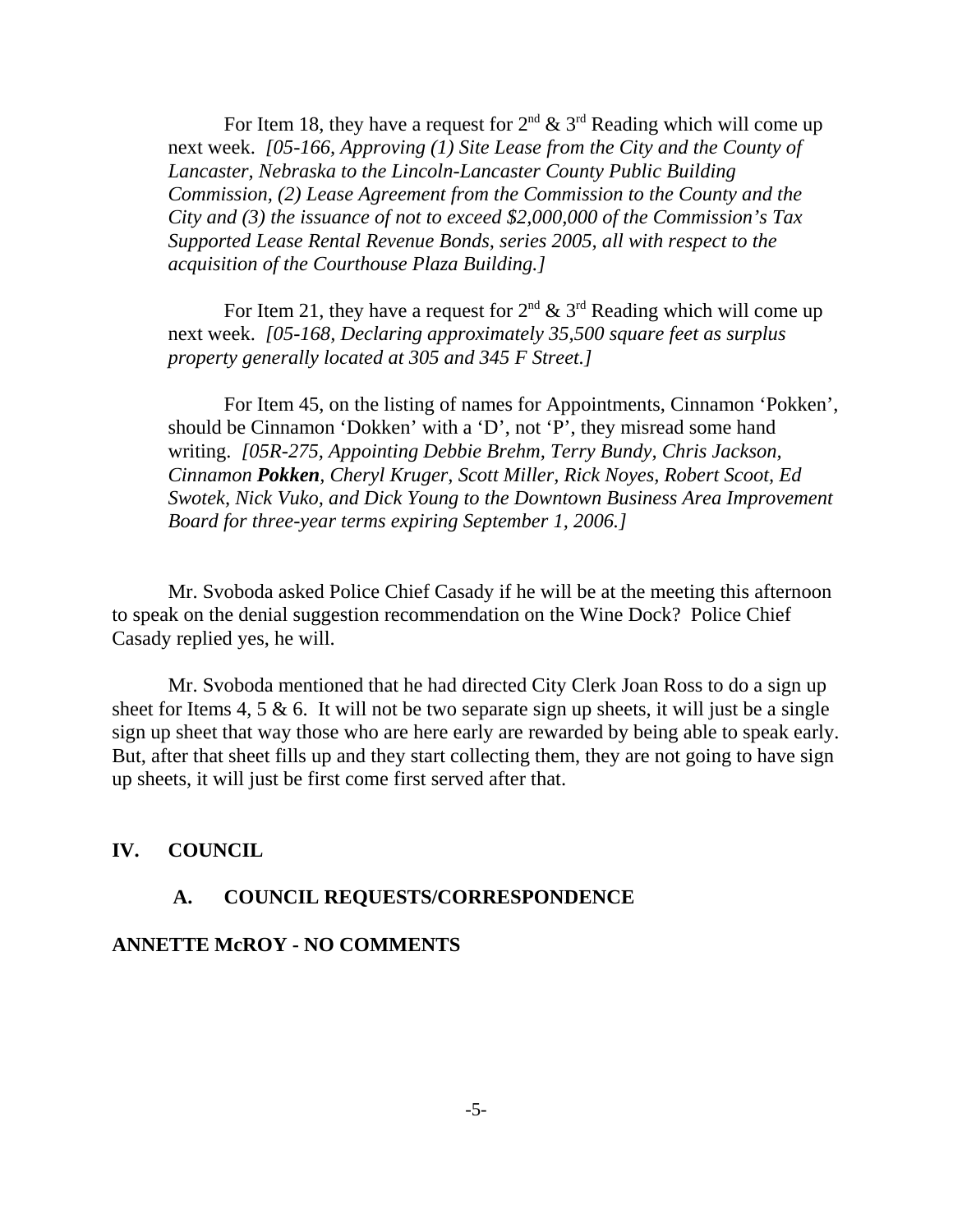For Item 18, they have a request for $2^{nd}$ & $3^{rd}$ Reading which will come up next week. *[05-166, Approving (1) Site Lease from the City and the County of Lancaster, Nebraska to the Lincoln-Lancaster County Public Building Commission, (2) Lease Agreement from the Commission to the County and the City and (3) the issuance of not to exceed $2,000,000 of the Commission's Tax Supported Lease Rental Revenue Bonds, series 2005, all with respect to the acquisition of the Courthouse Plaza Building.]*

For Item 21, they have a request for $2^{nd}$ & $3^{rd}$ Reading which will come up next week. *[05-168, Declaring approximately 35,500 square feet as surplus property generally located at 305 and 345 F Street.]*

For Item 45, on the listing of names for Appointments, Cinnamon 'Pokken', should be Cinnamon 'Dokken' with a 'D', not 'P', they misread some hand writing. *[05R-275, Appointing Debbie Brehm, Terry Bundy, Chris Jackson, Cinnamon **Pokken**, Cheryl Kruger, Scott Miller, Rick Noyes, Robert Scoot, Ed Swotek, Nick Vuko, and Dick Young to the Downtown Business Area Improvement Board for three-year terms expiring September 1, 2006.]*

Mr. Svoboda asked Police Chief Casady if he will be at the meeting this afternoon to speak on the denial suggestion recommendation on the Wine Dock? Police Chief Casady replied yes, he will.

Mr. Svoboda mentioned that he had directed City Clerk Joan Ross to do a sign up sheet for Items 4, 5 & 6. It will not be two separate sign up sheets, it will just be a single sign up sheet that way those who are here early are rewarded by being able to speak early. But, after that sheet fills up and they start collecting them, they are not going to have sign up sheets, it will just be first come first served after that.

## IV. COUNCIL

### A. COUNCIL REQUESTS/CORRESPONDENCE

**ANNETTE McROY - NO COMMENTS**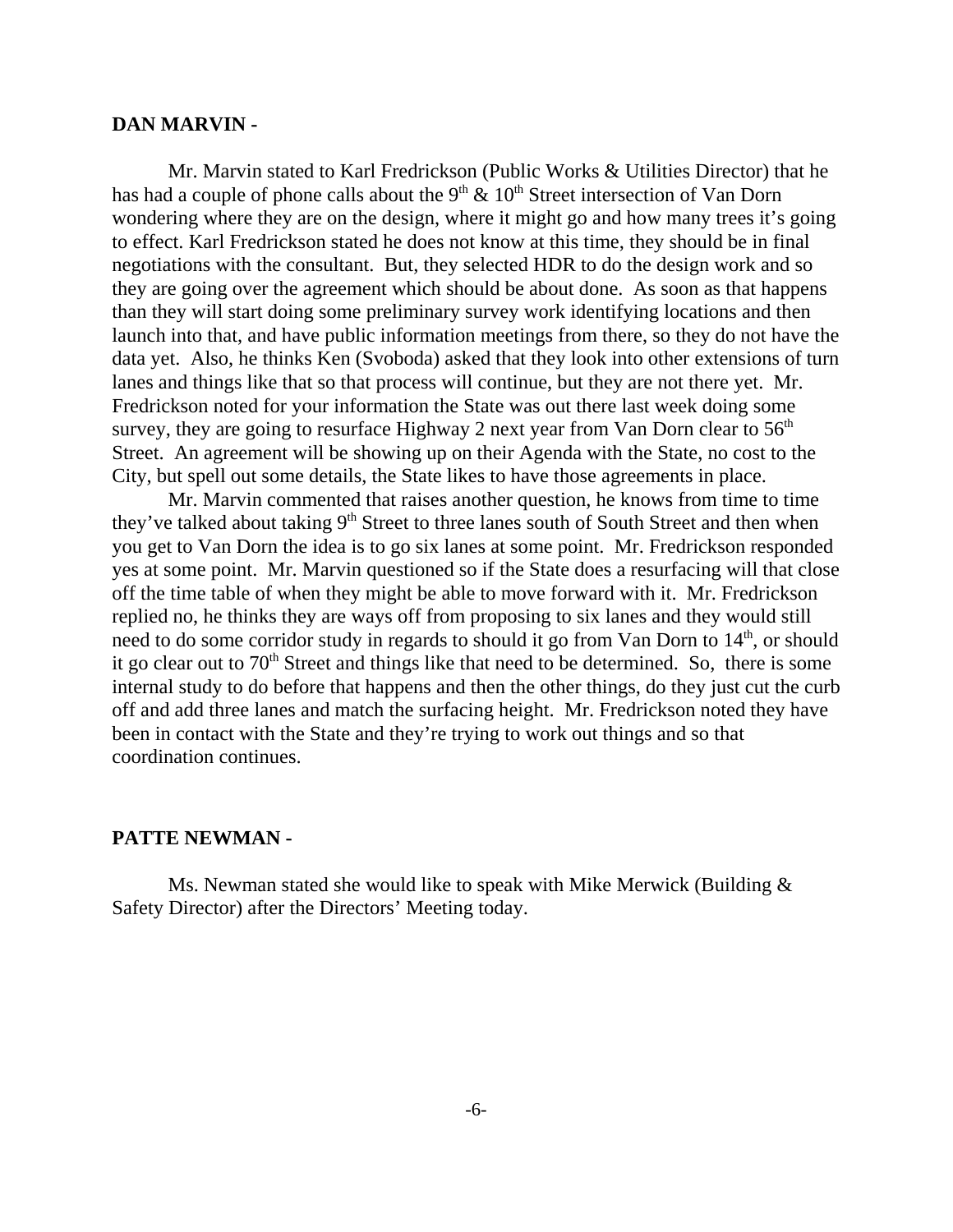**DAN MARVIN -**

Mr. Marvin stated to Karl Fredrickson (Public Works & Utilities Director) that he has had a couple of phone calls about the 9th & 10th Street intersection of Van Dorn wondering where they are on the design, where it might go and how many trees it's going to effect. Karl Fredrickson stated he does not know at this time, they should be in final negotiations with the consultant. But, they selected HDR to do the design work and so they are going over the agreement which should be about done. As soon as that happens than they will start doing some preliminary survey work identifying locations and then launch into that, and have public information meetings from there, so they do not have the data yet. Also, he thinks Ken (Svoboda) asked that they look into other extensions of turn lanes and things like that so that process will continue, but they are not there yet. Mr. Fredrickson noted for your information the State was out there last week doing some survey, they are going to resurface Highway 2 next year from Van Dorn clear to 56th Street. An agreement will be showing up on their Agenda with the State, no cost to the City, but spell out some details, the State likes to have those agreements in place.

Mr. Marvin commented that raises another question, he knows from time to time they've talked about taking 9th Street to three lanes south of South Street and then when you get to Van Dorn the idea is to go six lanes at some point. Mr. Fredrickson responded yes at some point. Mr. Marvin questioned so if the State does a resurfacing will that close off the time table of when they might be able to move forward with it. Mr. Fredrickson replied no, he thinks they are ways off from proposing to six lanes and they would still need to do some corridor study in regards to should it go from Van Dorn to 14th, or should it go clear out to 70th Street and things like that need to be determined. So, there is some internal study to do before that happens and then the other things, do they just cut the curb off and add three lanes and match the surfacing height. Mr. Fredrickson noted they have been in contact with the State and they're trying to work out things and so that coordination continues.

**PATTE NEWMAN -**

Ms. Newman stated she would like to speak with Mike Merwick (Building & Safety Director) after the Directors' Meeting today.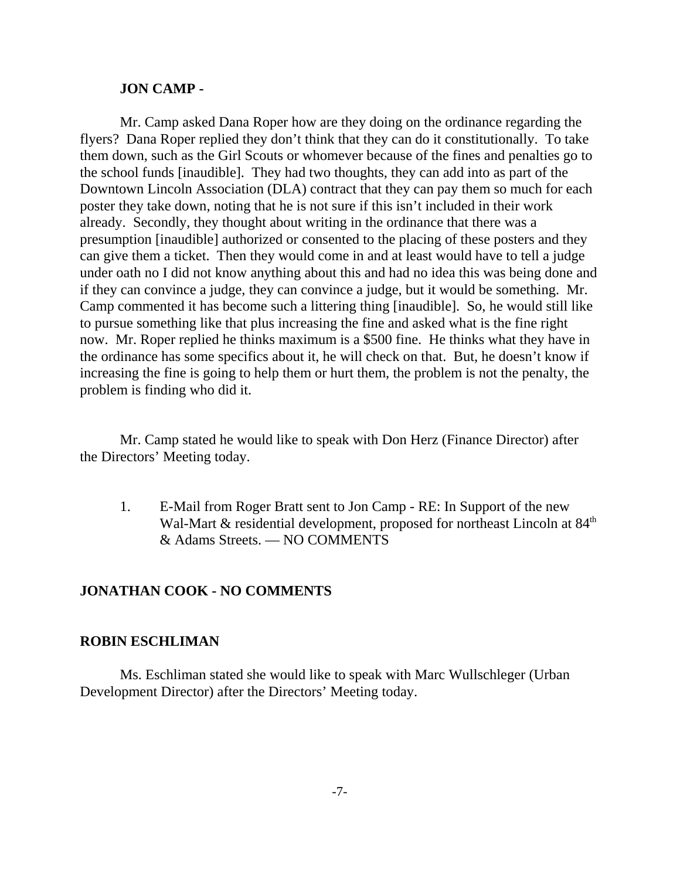**JON CAMP -**

Mr. Camp asked Dana Roper how are they doing on the ordinance regarding the flyers? Dana Roper replied they don't think that they can do it constitutionally. To take them down, such as the Girl Scouts or whomever because of the fines and penalties go to the school funds [inaudible]. They had two thoughts, they can add into as part of the Downtown Lincoln Association (DLA) contract that they can pay them so much for each poster they take down, noting that he is not sure if this isn't included in their work already. Secondly, they thought about writing in the ordinance that there was a presumption [inaudible] authorized or consented to the placing of these posters and they can give them a ticket. Then they would come in and at least would have to tell a judge under oath no I did not know anything about this and had no idea this was being done and if they can convince a judge, they can convince a judge, but it would be something. Mr. Camp commented it has become such a littering thing [inaudible]. So, he would still like to pursue something like that plus increasing the fine and asked what is the fine right now. Mr. Roper replied he thinks maximum is a $500 fine. He thinks what they have in the ordinance has some specifics about it, he will check on that. But, he doesn't know if increasing the fine is going to help them or hurt them, the problem is not the penalty, the problem is finding who did it.

Mr. Camp stated he would like to speak with Don Herz (Finance Director) after the Directors' Meeting today.

1. E-Mail from Roger Bratt sent to Jon Camp - RE: In Support of the new Wal-Mart & residential development, proposed for northeast Lincoln at 84th & Adams Streets. — NO COMMENTS

**JONATHAN COOK - NO COMMENTS**

**ROBIN ESCHLIMAN**

Ms. Eschliman stated she would like to speak with Marc Wullschleger (Urban Development Director) after the Directors' Meeting today.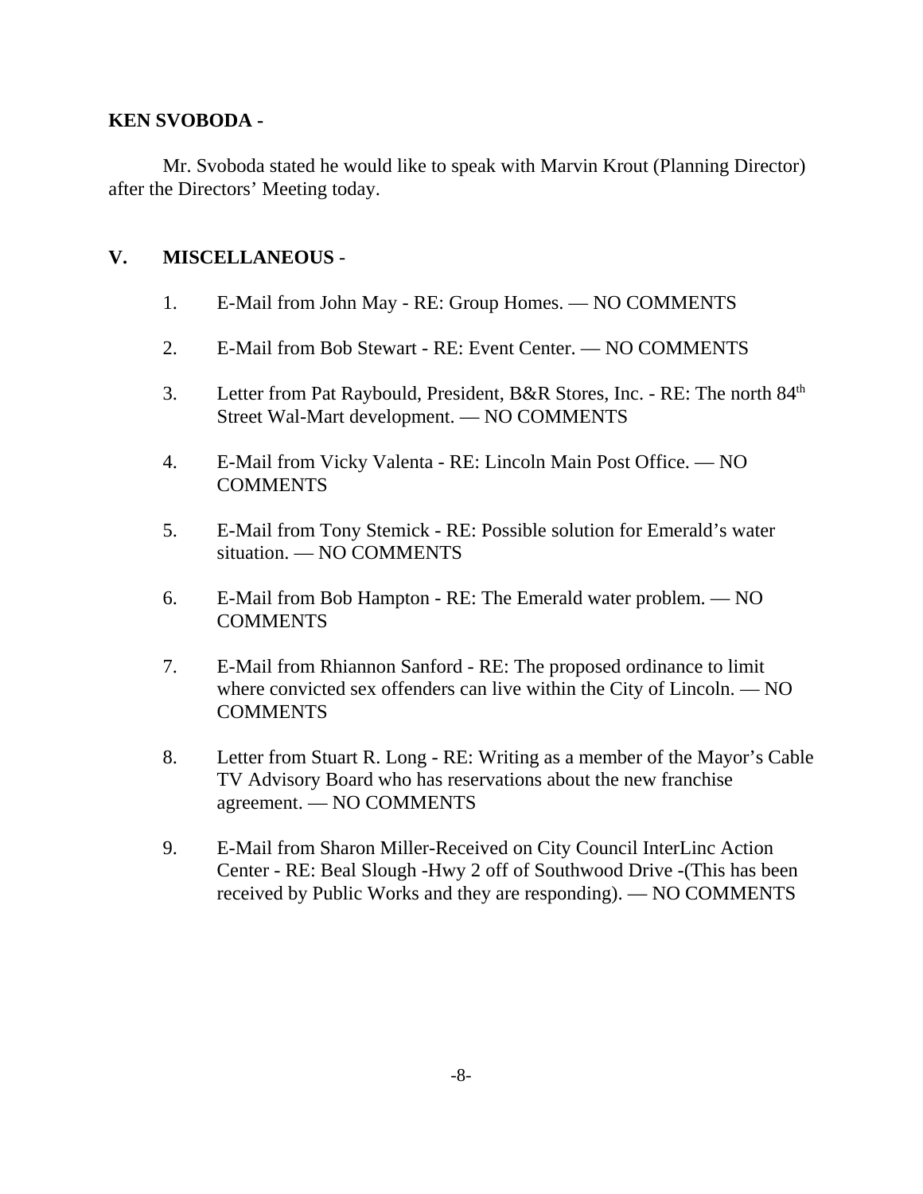**KEN SVOBODA -**

Mr. Svoboda stated he would like to speak with Marvin Krout (Planning Director) after the Directors' Meeting today.

## V. MISCELLANEOUS -

1. E-Mail from John May - RE: Group Homes. — NO COMMENTS

2. E-Mail from Bob Stewart - RE: Event Center. — NO COMMENTS

3. Letter from Pat Raybould, President, B&R Stores, Inc. - RE: The north 84th Street Wal-Mart development. — NO COMMENTS

4. E-Mail from Vicky Valenta - RE: Lincoln Main Post Office. — NO COMMENTS

5. E-Mail from Tony Stemick - RE: Possible solution for Emerald's water situation. — NO COMMENTS

6. E-Mail from Bob Hampton - RE: The Emerald water problem. — NO COMMENTS

7. E-Mail from Rhiannon Sanford - RE: The proposed ordinance to limit where convicted sex offenders can live within the City of Lincoln. — NO COMMENTS

8. Letter from Stuart R. Long - RE: Writing as a member of the Mayor's Cable TV Advisory Board who has reservations about the new franchise agreement. — NO COMMENTS

9. E-Mail from Sharon Miller-Received on City Council InterLinc Action Center - RE: Beal Slough -Hwy 2 off of Southwood Drive -(This has been received by Public Works and they are responding). — NO COMMENTS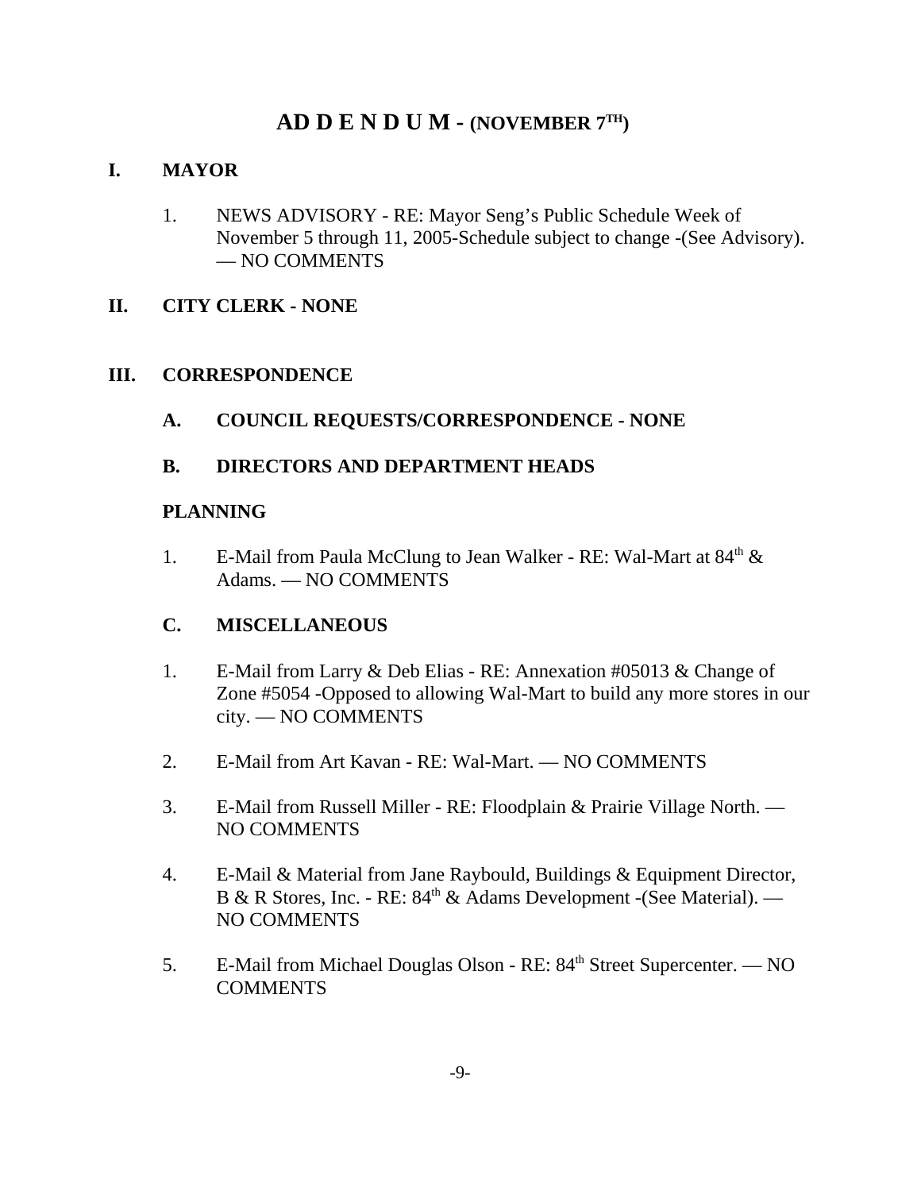# AD D E N D U M - (NOVEMBER 7TH)

## I. MAYOR

1. NEWS ADVISORY - RE: Mayor Seng's Public Schedule Week of November 5 through 11, 2005-Schedule subject to change -(See Advisory). — NO COMMENTS

## II. CITY CLERK - NONE

## III. CORRESPONDENCE

### A. COUNCIL REQUESTS/CORRESPONDENCE - NONE

### B. DIRECTORS AND DEPARTMENT HEADS

**PLANNING**

1. E-Mail from Paula McClung to Jean Walker - RE: Wal-Mart at 84th & Adams. — NO COMMENTS

### C. MISCELLANEOUS

1. E-Mail from Larry & Deb Elias - RE: Annexation #05013 & Change of Zone #5054 -Opposed to allowing Wal-Mart to build any more stores in our city. — NO COMMENTS

2. E-Mail from Art Kavan - RE: Wal-Mart. — NO COMMENTS

3. E-Mail from Russell Miller - RE: Floodplain & Prairie Village North. — NO COMMENTS

4. E-Mail & Material from Jane Raybould, Buildings & Equipment Director, B & R Stores, Inc. - RE: 84th & Adams Development -(See Material). — NO COMMENTS

5. E-Mail from Michael Douglas Olson - RE: 84th Street Supercenter. — NO COMMENTS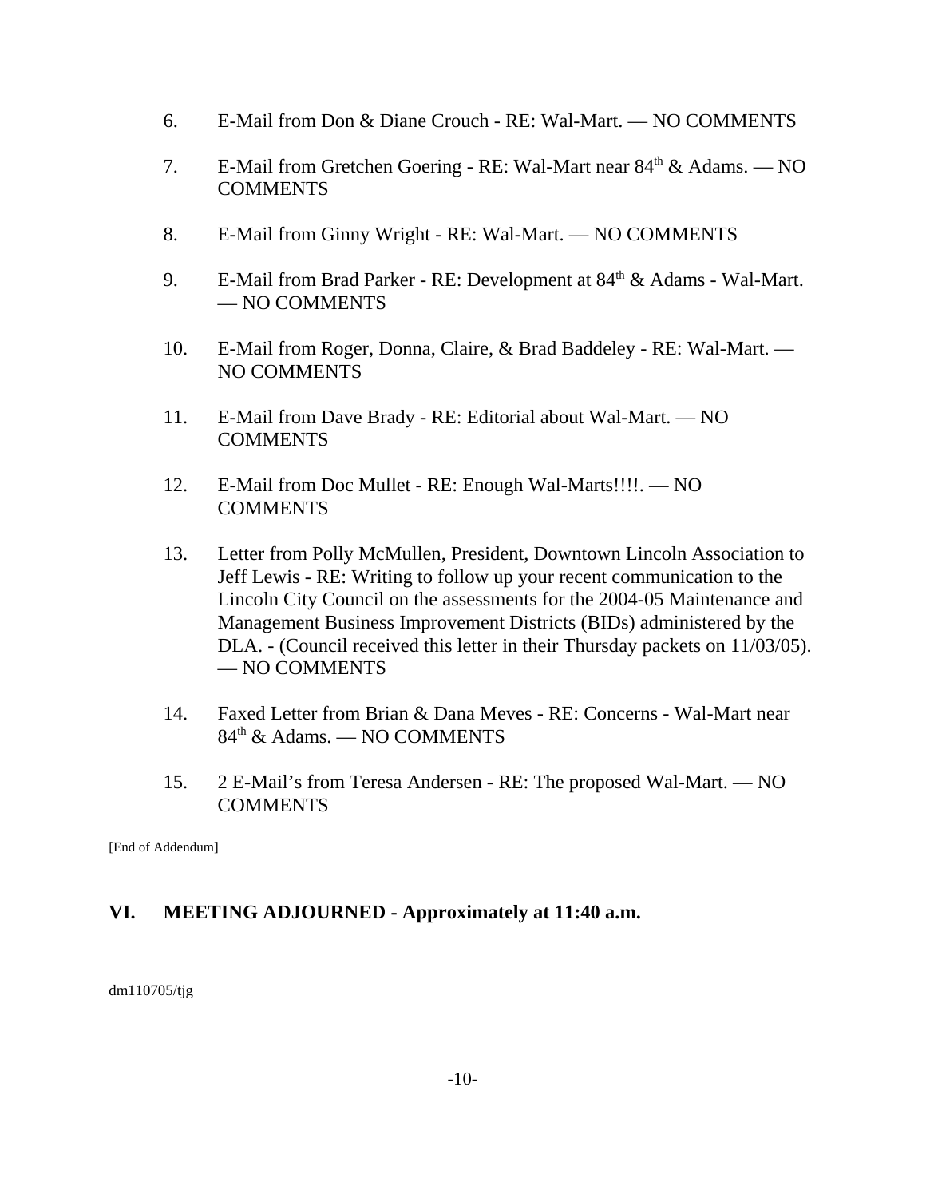6. E-Mail from Don & Diane Crouch - RE: Wal-Mart. — NO COMMENTS

7. E-Mail from Gretchen Goering - RE: Wal-Mart near 84th & Adams. — NO COMMENTS

8. E-Mail from Ginny Wright - RE: Wal-Mart. — NO COMMENTS

9. E-Mail from Brad Parker - RE: Development at 84th & Adams - Wal-Mart. — NO COMMENTS

10. E-Mail from Roger, Donna, Claire, & Brad Baddeley - RE: Wal-Mart. — NO COMMENTS

11. E-Mail from Dave Brady - RE: Editorial about Wal-Mart. — NO COMMENTS

12. E-Mail from Doc Mullet - RE: Enough Wal-Marts!!!!. — NO COMMENTS

13. Letter from Polly McMullen, President, Downtown Lincoln Association to Jeff Lewis - RE: Writing to follow up your recent communication to the Lincoln City Council on the assessments for the 2004-05 Maintenance and Management Business Improvement Districts (BIDs) administered by the DLA. - (Council received this letter in their Thursday packets on 11/03/05). — NO COMMENTS

14. Faxed Letter from Brian & Dana Meves - RE: Concerns - Wal-Mart near 84th & Adams. — NO COMMENTS

15. 2 E-Mail's from Teresa Andersen - RE: The proposed Wal-Mart. — NO COMMENTS

[End of Addendum]

## VI. MEETING ADJOURNED - Approximately at 11:40 a.m.

dm110705/tjg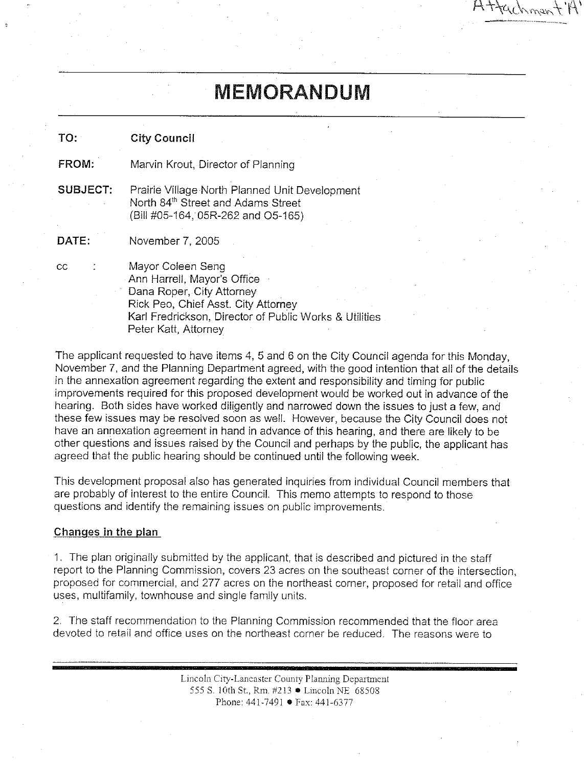Attachment 'A'

# MEMORANDUM

**TO:** **City Council**

**FROM:** Marvin Krout, Director of Planning

**SUBJECT:** Prairie Village North Planned Unit Development
North 84th Street and Adams Street
(Bill #05-164, 05R-262 and O5-165)

**DATE:** November 7, 2005

cc : Mayor Coleen Seng
Ann Harrell, Mayor's Office
Dana Roper, City Attorney
Rick Peo, Chief Asst. City Attorney
Karl Fredrickson, Director of Public Works & Utilities
Peter Katt, Attorney

The applicant requested to have items 4, 5 and 6 on the City Council agenda for this Monday, November 7, and the Planning Department agreed, with the good intention that all of the details in the annexation agreement regarding the extent and responsibility and timing for public improvements required for this proposed development would be worked out in advance of the hearing. Both sides have worked diligently and narrowed down the issues to just a few, and these few issues may be resolved soon as well. However, because the City Council does not have an annexation agreement in hand in advance of this hearing, and there are likely to be other questions and issues raised by the Council and perhaps by the public, the applicant has agreed that the public hearing should be continued until the following week.

This development proposal also has generated inquiries from individual Council members that are probably of interest to the entire Council. This memo attempts to respond to those questions and identify the remaining issues on public improvements.

__Changes in the plan__

1. The plan originally submitted by the applicant, that is described and pictured in the staff report to the Planning Commission, covers 23 acres on the southeast corner of the intersection, proposed for commercial, and 277 acres on the northeast corner, proposed for retail and office uses, multifamily, townhouse and single family units.

2. The staff recommendation to the Planning Commission recommended that the floor area devoted to retail and office uses on the northeast corner be reduced. The reasons were to

Lincoln City-Lancaster County Planning Department
555 S. 10th St., Rm. #213 • Lincoln NE 68508
Phone: 441-7491 • Fax: 441-6377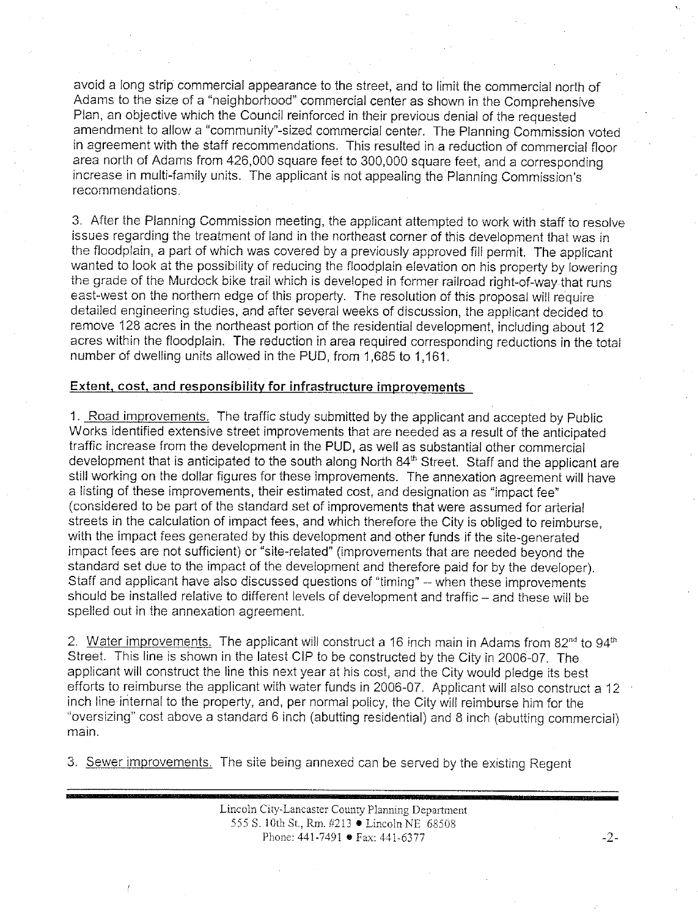avoid a long strip commercial appearance to the street, and to limit the commercial north of Adams to the size of a "neighborhood" commercial center as shown in the Comprehensive Plan, an objective which the Council reinforced in their previous denial of the requested amendment to allow a "community"-sized commercial center. The Planning Commission voted in agreement with the staff recommendations. This resulted in a reduction of commercial floor area north of Adams from 426,000 square feet to 300,000 square feet, and a corresponding increase in multi-family units. The applicant is not appealing the Planning Commission's recommendations.

3. After the Planning Commission meeting, the applicant attempted to work with staff to resolve issues regarding the treatment of land in the northeast corner of this development that was in the floodplain, a part of which was covered by a previously approved fill permit. The applicant wanted to look at the possibility of reducing the floodplain elevation on his property by lowering the grade of the Murdock bike trail which is developed in former railroad right-of-way that runs east-west on the northern edge of this property. The resolution of this proposal will require detailed engineering studies, and after several weeks of discussion, the applicant decided to remove 128 acres in the northeast portion of the residential development, including about 12 acres within the floodplain. The reduction in area required corresponding reductions in the total number of dwelling units allowed in the PUD, from 1,685 to 1,161.

**Extent, cost, and responsibility for infrastructure improvements**

1. Road improvements. The traffic study submitted by the applicant and accepted by Public Works identified extensive street improvements that are needed as a result of the anticipated traffic increase from the development in the PUD, as well as substantial other commercial development that is anticipated to the south along North 84th Street. Staff and the applicant are still working on the dollar figures for these improvements. The annexation agreement will have a listing of these improvements, their estimated cost, and designation as "impact fee" (considered to be part of the standard set of improvements that were assumed for arterial streets in the calculation of impact fees, and which therefore the City is obliged to reimburse, with the impact fees generated by this development and other funds if the site-generated impact fees are not sufficient) or "site-related" (improvements that are needed beyond the standard set due to the impact of the development and therefore paid for by the developer). Staff and applicant have also discussed questions of "timing" -- when these improvements should be installed relative to different levels of development and traffic – and these will be spelled out in the annexation agreement.

2. Water improvements. The applicant will construct a 16 inch main in Adams from 82nd to 94th Street. This line is shown in the latest CIP to be constructed by the City in 2006-07. The applicant will construct the line this next year at his cost, and the City would pledge its best efforts to reimburse the applicant with water funds in 2006-07. Applicant will also construct a 12 inch line internal to the property, and, per normal policy, the City will reimburse him for the "oversizing" cost above a standard 6 inch (abutting residential) and 8 inch (abutting commercial) main.

3. Sewer improvements. The site being annexed can be served by the existing Regent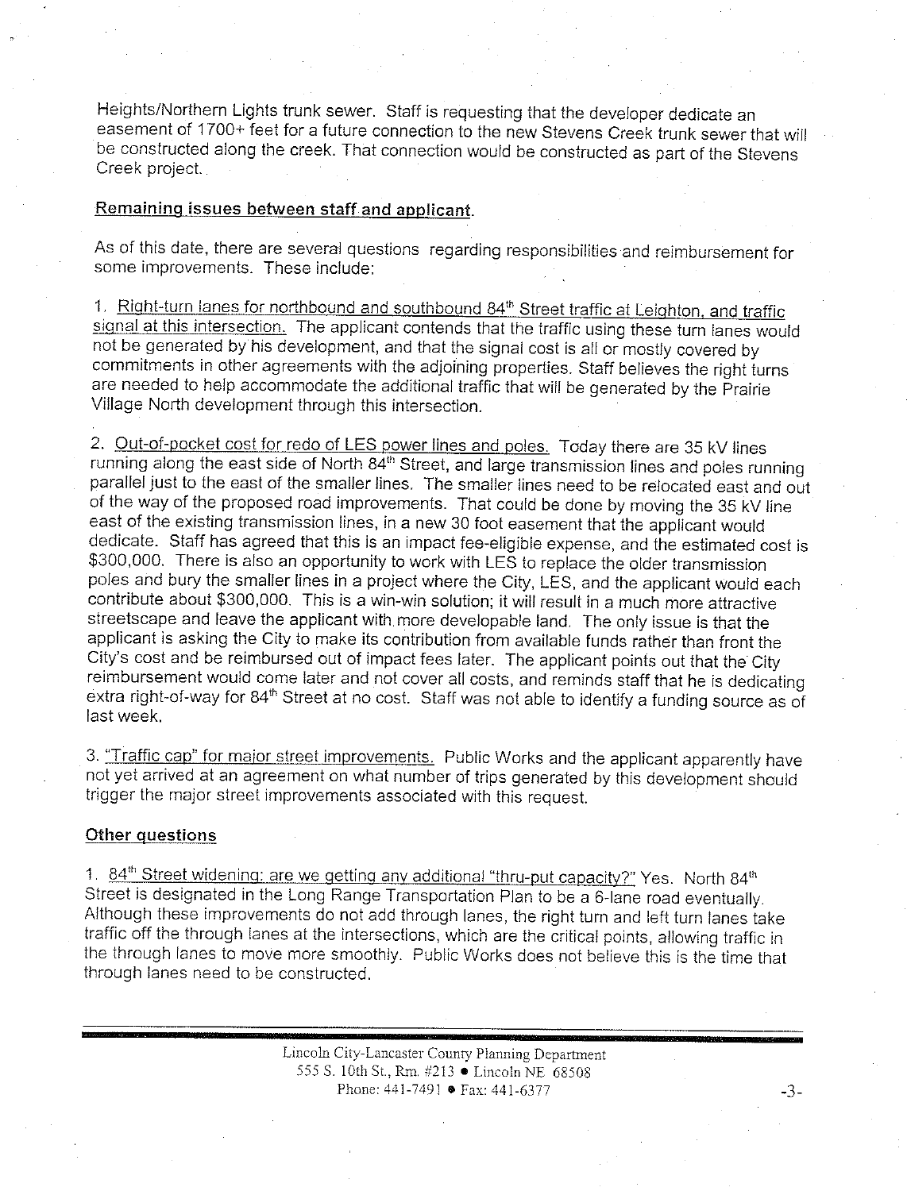Heights/Northern Lights trunk sewer. Staff is requesting that the developer dedicate an easement of 1700+ feet for a future connection to the new Stevens Creek trunk sewer that will be constructed along the creek. That connection would be constructed as part of the Stevens Creek project.

## Remaining issues between staff and applicant.

As of this date, there are several questions regarding responsibilities and reimbursement for some improvements. These include:

1. Right-turn lanes for northbound and southbound 84th Street traffic at Leighton, and traffic signal at this intersection. The applicant contends that the traffic using these turn lanes would not be generated by his development, and that the signal cost is all or mostly covered by commitments in other agreements with the adjoining properties. Staff believes the right turns are needed to help accommodate the additional traffic that will be generated by the Prairie Village North development through this intersection.

2. Out-of-pocket cost for redo of LES power lines and poles. Today there are 35 kV lines running along the east side of North 84th Street, and large transmission lines and poles running parallel just to the east of the smaller lines. The smaller lines need to be relocated east and out of the way of the proposed road improvements. That could be done by moving the 35 kV line east of the existing transmission lines, in a new 30 foot easement that the applicant would dedicate. Staff has agreed that this is an impact fee-eligible expense, and the estimated cost is $300,000. There is also an opportunity to work with LES to replace the older transmission poles and bury the smaller lines in a project where the City, LES, and the applicant would each contribute about $300,000. This is a win-win solution; it will result in a much more attractive streetscape and leave the applicant with more developable land. The only issue is that the applicant is asking the City to make its contribution from available funds rather than front the City's cost and be reimbursed out of impact fees later. The applicant points out that the City reimbursement would come later and not cover all costs, and reminds staff that he is dedicating extra right-of-way for 84th Street at no cost. Staff was not able to identify a funding source as of last week.

3. "Traffic cap" for major street improvements. Public Works and the applicant apparently have not yet arrived at an agreement on what number of trips generated by this development should trigger the major street improvements associated with this request.

## Other questions

1. 84th Street widening: are we getting any additional "thru-put capacity?" Yes. North 84th Street is designated in the Long Range Transportation Plan to be a 6-lane road eventually. Although these improvements do not add through lanes, the right turn and left turn lanes take traffic off the through lanes at the intersections, which are the critical points, allowing traffic in the through lanes to move more smoothly. Public Works does not believe this is the time that through lanes need to be constructed.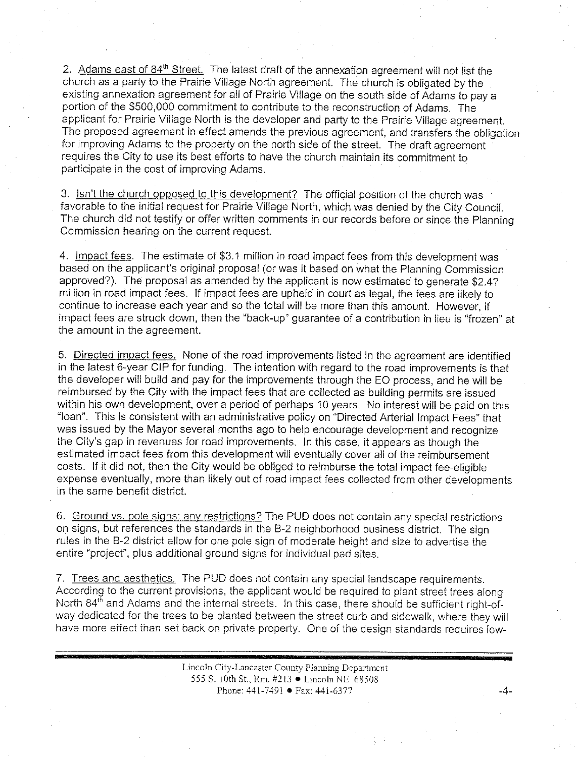2. Adams east of 84th Street. The latest draft of the annexation agreement will not list the church as a party to the Prairie Village North agreement. The church is obligated by the existing annexation agreement for all of Prairie Village on the south side of Adams to pay a portion of the $500,000 commitment to contribute to the reconstruction of Adams. The applicant for Prairie Village North is the developer and party to the Prairie Village agreement. The proposed agreement in effect amends the previous agreement, and transfers the obligation for improving Adams to the property on the north side of the street. The draft agreement requires the City to use its best efforts to have the church maintain its commitment to participate in the cost of improving Adams.

3. Isn't the church opposed to this development? The official position of the church was favorable to the initial request for Prairie Village North, which was denied by the City Council. The church did not testify or offer written comments in our records before or since the Planning Commission hearing on the current request.

4. Impact fees. The estimate of $3.1 million in road impact fees from this development was based on the applicant's original proposal (or was it based on what the Planning Commission approved?). The proposal as amended by the applicant is now estimated to generate $2.4? million in road impact fees. If impact fees are upheld in court as legal, the fees are likely to continue to increase each year and so the total will be more than this amount. However, if impact fees are struck down, then the "back-up" guarantee of a contribution in lieu is "frozen" at the amount in the agreement.

5. Directed impact fees. None of the road improvements listed in the agreement are identified in the latest 6-year CIP for funding. The intention with regard to the road improvements is that the developer will build and pay for the improvements through the EO process, and he will be reimbursed by the City with the impact fees that are collected as building permits are issued within his own development, over a period of perhaps 10 years. No interest will be paid on this "loan". This is consistent with an administrative policy on "Directed Arterial Impact Fees" that was issued by the Mayor several months ago to help encourage development and recognize the City's gap in revenues for road improvements. In this case, it appears as though the estimated impact fees from this development will eventually cover all of the reimbursement costs. If it did not, then the City would be obliged to reimburse the total impact fee-eligible expense eventually, more than likely out of road impact fees collected from other developments in the same benefit district.

6. Ground vs. pole signs: any restrictions? The PUD does not contain any special restrictions on signs, but references the standards in the B-2 neighborhood business district. The sign rules in the B-2 district allow for one pole sign of moderate height and size to advertise the entire "project", plus additional ground signs for individual pad sites.

7. Trees and aesthetics. The PUD does not contain any special landscape requirements. According to the current provisions, the applicant would be required to plant street trees along North 84th and Adams and the internal streets. In this case, there should be sufficient right-of-way dedicated for the trees to be planted between the street curb and sidewalk, where they will have more effect than set back on private property. One of the design standards requires low-

Lincoln City-Lancaster County Planning Department
555 S. 10th St., Rm. #213 • Lincoln NE 68508
Phone: 441-7491 • Fax: 441-6377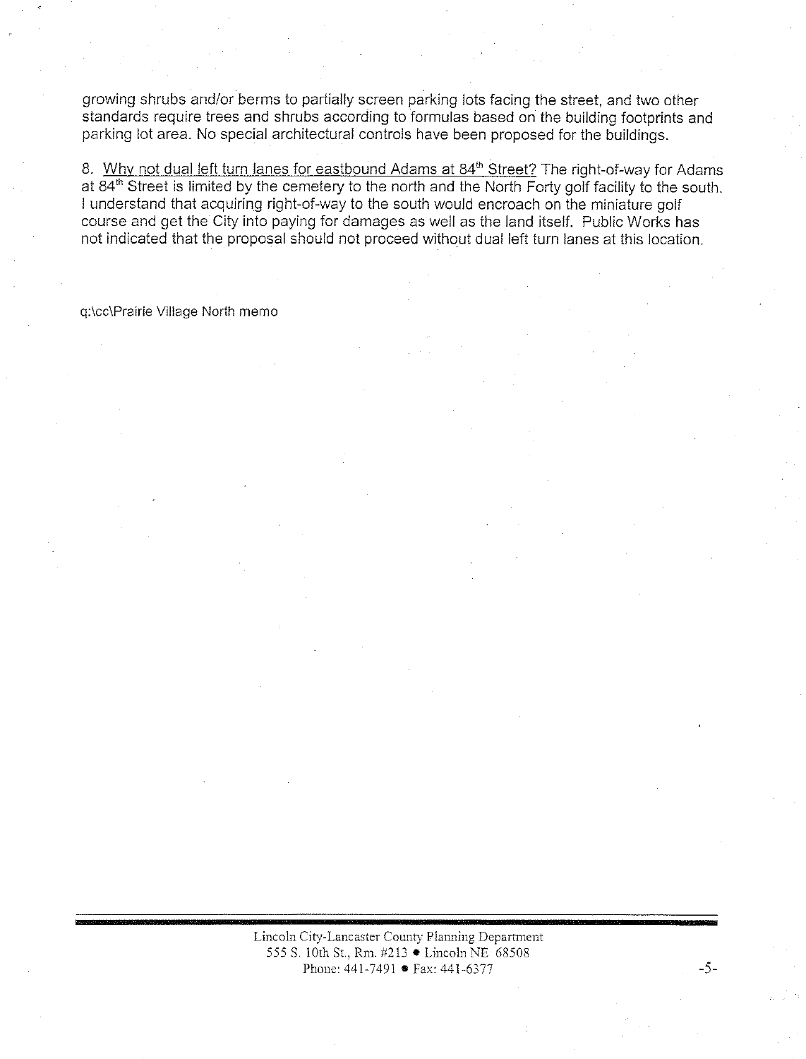growing shrubs and/or berms to partially screen parking lots facing the street, and two other standards require trees and shrubs according to formulas based on the building footprints and parking lot area. No special architectural controls have been proposed for the buildings.

8. Why not dual left turn lanes for eastbound Adams at 84th Street? The right-of-way for Adams at 84th Street is limited by the cemetery to the north and the North Forty golf facility to the south. I understand that acquiring right-of-way to the south would encroach on the miniature golf course and get the City into paying for damages as well as the land itself. Public Works has not indicated that the proposal should not proceed without dual left turn lanes at this location.

q:\cc\Prairie Village North memo

Lincoln City-Lancaster County Planning Department
555 S. 10th St., Rm. #213 • Lincoln NE 68508
Phone: 441-7491 • Fax: 441-6377